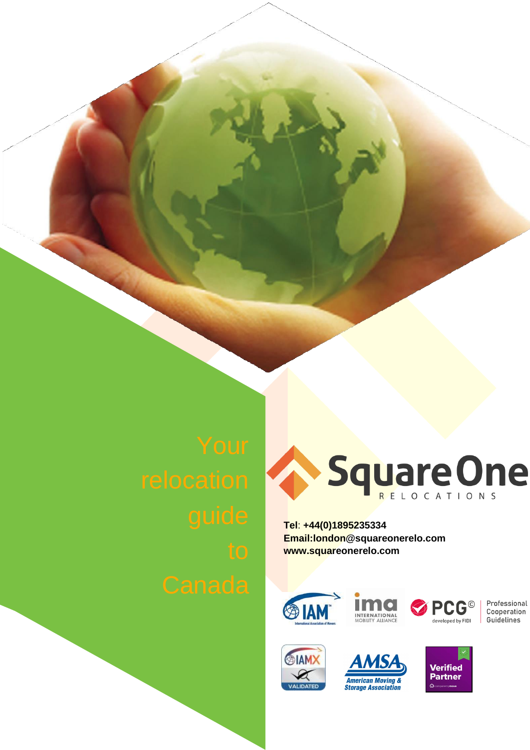# Your relocation guide to Canada

Square One
RELOCATIONS

**Tel**: **+44(0)1895235334**
**Email:london@squareonerelo.com**
**www.squareonerelo.com**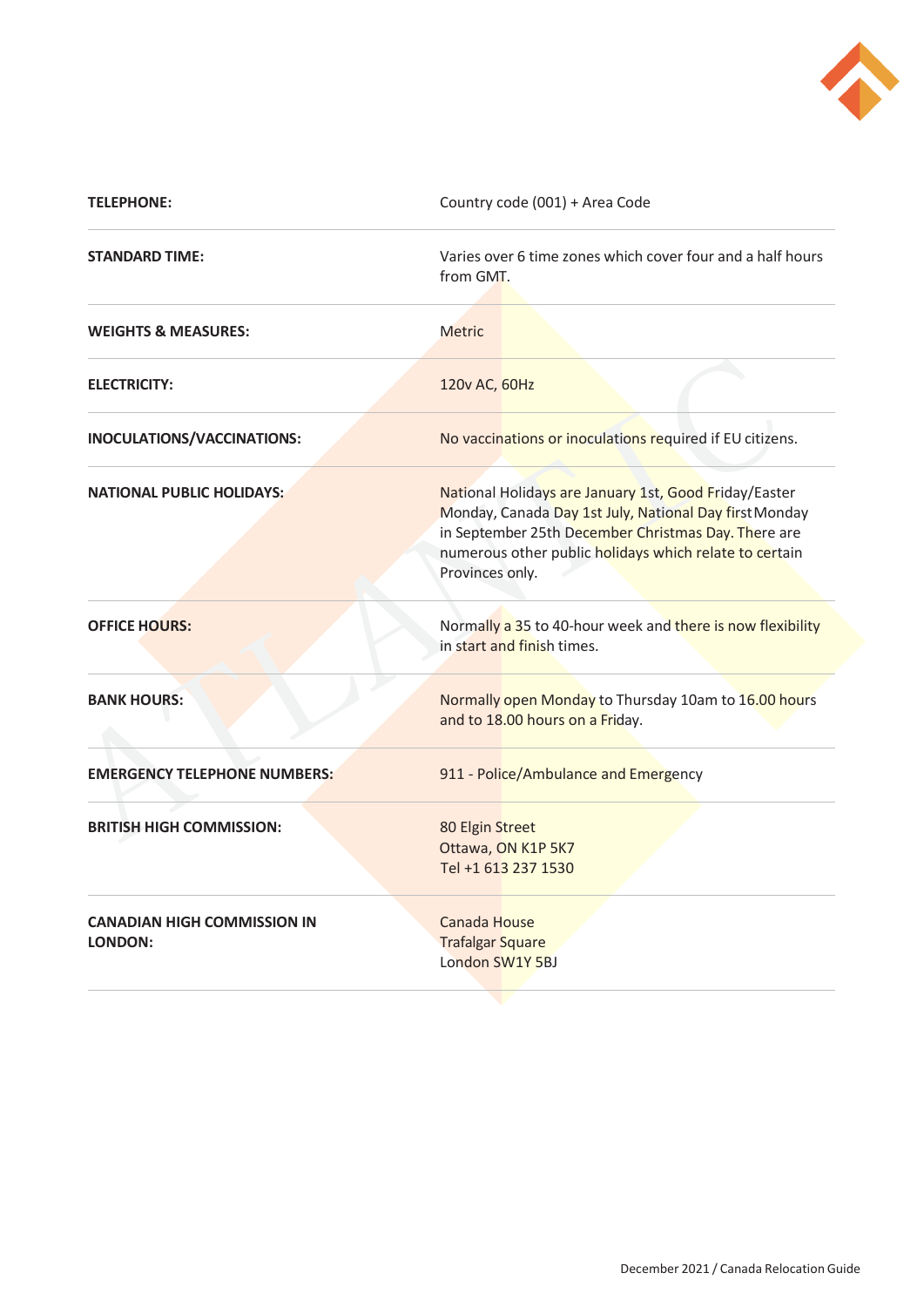| | |
|---|---|
| **TELEPHONE:** | Country code (001) + Area Code |
| **STANDARD TIME:** | Varies over 6 time zones which cover four and a half hours from GMT. |
| **WEIGHTS & MEASURES:** | Metric |
| **ELECTRICITY:** | 120v AC, 60Hz |
| **INOCULATIONS/VACCINATIONS:** | No vaccinations or inoculations required if EU citizens. |
| **NATIONAL PUBLIC HOLIDAYS:** | National Holidays are January 1st, Good Friday/Easter Monday, Canada Day 1st July, National Day first Monday in September 25th December Christmas Day. There are numerous other public holidays which relate to certain Provinces only. |
| **OFFICE HOURS:** | Normally a 35 to 40-hour week and there is now flexibility in start and finish times. |
| **BANK HOURS:** | Normally open Monday to Thursday 10am to 16.00 hours and to 18.00 hours on a Friday. |
| **EMERGENCY TELEPHONE NUMBERS:** | 911 - Police/Ambulance and Emergency |
| **BRITISH HIGH COMMISSION:** | 80 Elgin Street<br>Ottawa, ON K1P 5K7<br>Tel +1 613 237 1530 |
| **CANADIAN HIGH COMMISSION IN LONDON:** | Canada House<br>Trafalgar Square<br>London SW1Y 5BJ |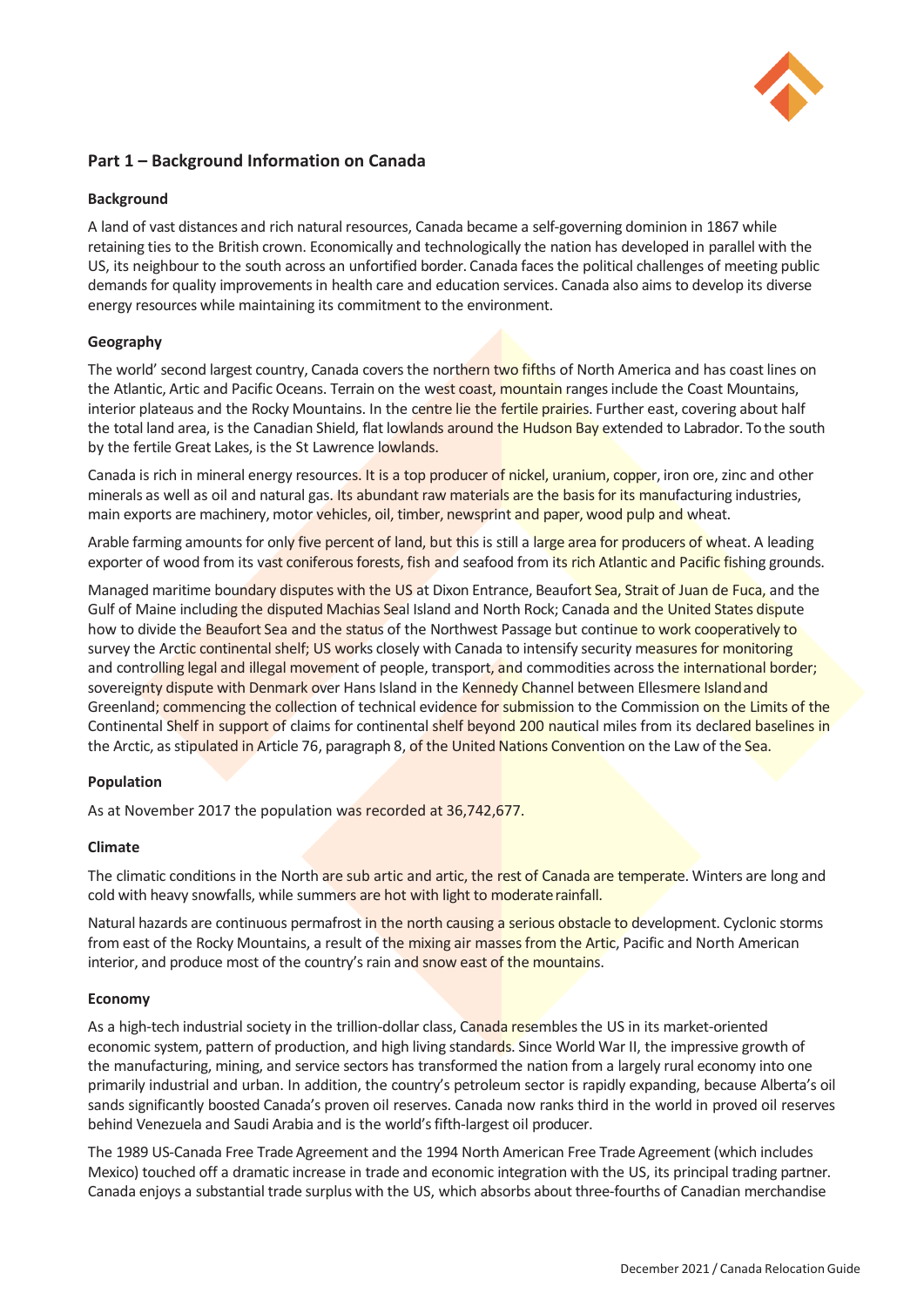## Part 1 – Background Information on Canada

### Background

A land of vast distances and rich natural resources, Canada became a self-governing dominion in 1867 while retaining ties to the British crown. Economically and technologically the nation has developed in parallel with the US, its neighbour to the south across an unfortified border. Canada faces the political challenges of meeting public demands for quality improvements in health care and education services. Canada also aims to develop its diverse energy resources while maintaining its commitment to the environment.

### Geography

The world' second largest country, Canada covers the northern two fifths of North America and has coast lines on the Atlantic, Artic and Pacific Oceans. Terrain on the west coast, mountain ranges include the Coast Mountains, interior plateaus and the Rocky Mountains. In the centre lie the fertile prairies. Further east, covering about half the total land area, is the Canadian Shield, flat lowlands around the Hudson Bay extended to Labrador. To the south by the fertile Great Lakes, is the St Lawrence lowlands.

Canada is rich in mineral energy resources. It is a top producer of nickel, uranium, copper, iron ore, zinc and other minerals as well as oil and natural gas. Its abundant raw materials are the basis for its manufacturing industries, main exports are machinery, motor vehicles, oil, timber, newsprint and paper, wood pulp and wheat.

Arable farming amounts for only five percent of land, but this is still a large area for producers of wheat. A leading exporter of wood from its vast coniferous forests, fish and seafood from its rich Atlantic and Pacific fishing grounds.

Managed maritime boundary disputes with the US at Dixon Entrance, Beaufort Sea, Strait of Juan de Fuca, and the Gulf of Maine including the disputed Machias Seal Island and North Rock; Canada and the United States dispute how to divide the Beaufort Sea and the status of the Northwest Passage but continue to work cooperatively to survey the Arctic continental shelf; US works closely with Canada to intensify security measures for monitoring and controlling legal and illegal movement of people, transport, and commodities across the international border; sovereignty dispute with Denmark over Hans Island in the Kennedy Channel between Ellesmere Island and Greenland; commencing the collection of technical evidence for submission to the Commission on the Limits of the Continental Shelf in support of claims for continental shelf beyond 200 nautical miles from its declared baselines in the Arctic, as stipulated in Article 76, paragraph 8, of the United Nations Convention on the Law of the Sea.

### Population

As at November 2017 the population was recorded at 36,742,677.

### Climate

The climatic conditions in the North are sub artic and artic, the rest of Canada are temperate. Winters are long and cold with heavy snowfalls, while summers are hot with light to moderate rainfall.

Natural hazards are continuous permafrost in the north causing a serious obstacle to development. Cyclonic storms from east of the Rocky Mountains, a result of the mixing air masses from the Artic, Pacific and North American interior, and produce most of the country's rain and snow east of the mountains.

### Economy

As a high-tech industrial society in the trillion-dollar class, Canada resembles the US in its market-oriented economic system, pattern of production, and high living standards. Since World War II, the impressive growth of the manufacturing, mining, and service sectors has transformed the nation from a largely rural economy into one primarily industrial and urban. In addition, the country's petroleum sector is rapidly expanding, because Alberta's oil sands significantly boosted Canada's proven oil reserves. Canada now ranks third in the world in proved oil reserves behind Venezuela and Saudi Arabia and is the world's fifth-largest oil producer.

The 1989 US-Canada Free Trade Agreement and the 1994 North American Free Trade Agreement (which includes Mexico) touched off a dramatic increase in trade and economic integration with the US, its principal trading partner. Canada enjoys a substantial trade surplus with the US, which absorbs about three-fourths of Canadian merchandise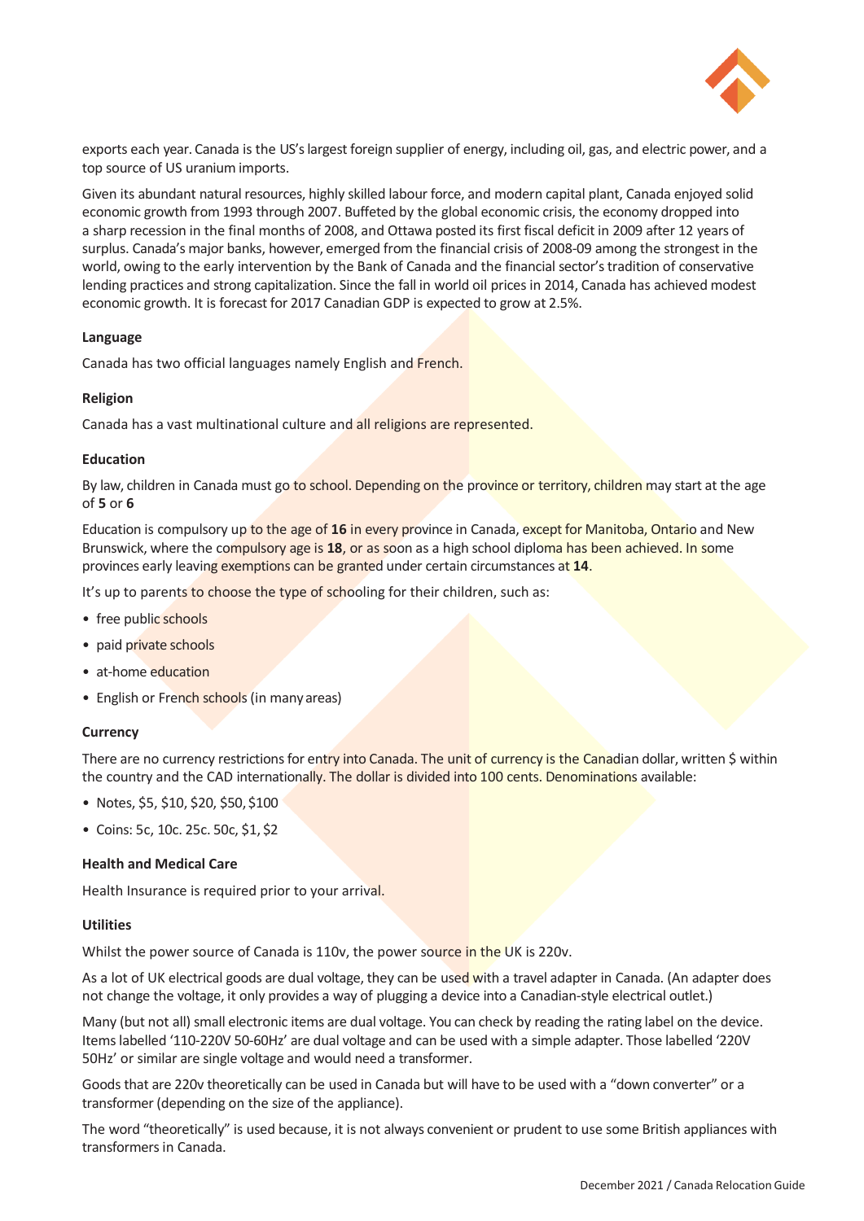exports each year. Canada is the US's largest foreign supplier of energy, including oil, gas, and electric power, and a top source of US uranium imports.

Given its abundant natural resources, highly skilled labour force, and modern capital plant, Canada enjoyed solid economic growth from 1993 through 2007. Buffeted by the global economic crisis, the economy dropped into a sharp recession in the final months of 2008, and Ottawa posted its first fiscal deficit in 2009 after 12 years of surplus. Canada's major banks, however, emerged from the financial crisis of 2008-09 among the strongest in the world, owing to the early intervention by the Bank of Canada and the financial sector's tradition of conservative lending practices and strong capitalization. Since the fall in world oil prices in 2014, Canada has achieved modest economic growth. It is forecast for 2017 Canadian GDP is expected to grow at 2.5%.

**Language**

Canada has two official languages namely English and French.

**Religion**

Canada has a vast multinational culture and all religions are represented.

**Education**

By law, children in Canada must go to school. Depending on the province or territory, children may start at the age of **5** or **6**

Education is compulsory up to the age of **16** in every province in Canada, except for Manitoba, Ontario and New Brunswick, where the compulsory age is **18**, or as soon as a high school diploma has been achieved. In some provinces early leaving exemptions can be granted under certain circumstances at **14**.

It's up to parents to choose the type of schooling for their children, such as:

- free public schools
- paid private schools
- at-home education
- English or French schools (in many areas)

**Currency**

There are no currency restrictions for entry into Canada. The unit of currency is the Canadian dollar, written $ within the country and the CAD internationally. The dollar is divided into 100 cents. Denominations available:

- Notes, $5, $10, $20, $50, $100
- Coins: 5c, 10c. 25c. 50c, $1, $2

**Health and Medical Care**

Health Insurance is required prior to your arrival.

**Utilities**

Whilst the power source of Canada is 110v, the power source in the UK is 220v.

As a lot of UK electrical goods are dual voltage, they can be used with a travel adapter in Canada. (An adapter does not change the voltage, it only provides a way of plugging a device into a Canadian-style electrical outlet.)

Many (but not all) small electronic items are dual voltage. You can check by reading the rating label on the device. Items labelled '110-220V 50-60Hz' are dual voltage and can be used with a simple adapter. Those labelled '220V 50Hz' or similar are single voltage and would need a transformer.

Goods that are 220v theoretically can be used in Canada but will have to be used with a "down converter" or a transformer (depending on the size of the appliance).

The word "theoretically" is used because, it is not always convenient or prudent to use some British appliances with transformers in Canada.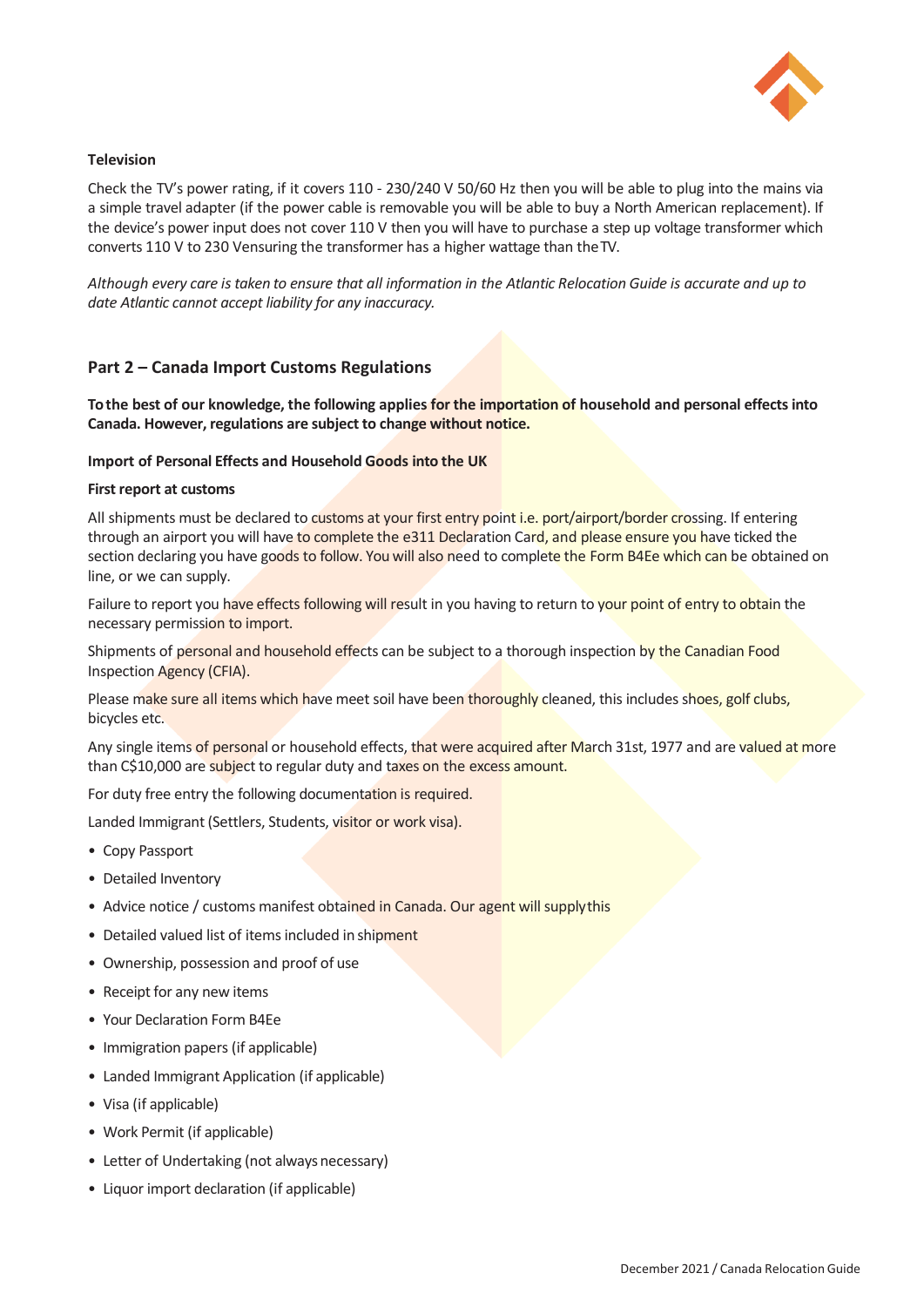**Television**

Check the TV's power rating, if it covers 110 - 230/240 V 50/60 Hz then you will be able to plug into the mains via a simple travel adapter (if the power cable is removable you will be able to buy a North American replacement). If the device's power input does not cover 110 V then you will have to purchase a step up voltage transformer which converts 110 V to 230 Vensuring the transformer has a higher wattage than theTV.

*Although every care is taken to ensure that all information in the Atlantic Relocation Guide is accurate and up to date Atlantic cannot accept liability for any inaccuracy.*

## Part 2 – Canada Import Customs Regulations

**To the best of our knowledge, the following applies for the importation of household and personal effects into Canada. However, regulations are subject to change without notice.**

**Import of Personal Effects and Household Goods into the UK**

**First report at customs**

All shipments must be declared to customs at your first entry point i.e. port/airport/border crossing. If entering through an airport you will have to complete the e311 Declaration Card, and please ensure you have ticked the section declaring you have goods to follow. You will also need to complete the Form B4Ee which can be obtained on line, or we can supply.

Failure to report you have effects following will result in you having to return to your point of entry to obtain the necessary permission to import.

Shipments of personal and household effects can be subject to a thorough inspection by the Canadian Food Inspection Agency (CFIA).

Please make sure all items which have meet soil have been thoroughly cleaned, this includes shoes, golf clubs, bicycles etc.

Any single items of personal or household effects, that were acquired after March 31st, 1977 and are valued at more than C$10,000 are subject to regular duty and taxes on the excess amount.

For duty free entry the following documentation is required.

Landed Immigrant (Settlers, Students, visitor or work visa).

- Copy Passport
- Detailed Inventory
- Advice notice / customs manifest obtained in Canada. Our agent will supplythis
- Detailed valued list of items included in shipment
- Ownership, possession and proof of use
- Receipt for any new items
- Your Declaration Form B4Ee
- Immigration papers (if applicable)
- Landed Immigrant Application (if applicable)
- Visa (if applicable)
- Work Permit (if applicable)
- Letter of Undertaking (not always necessary)
- Liquor import declaration (if applicable)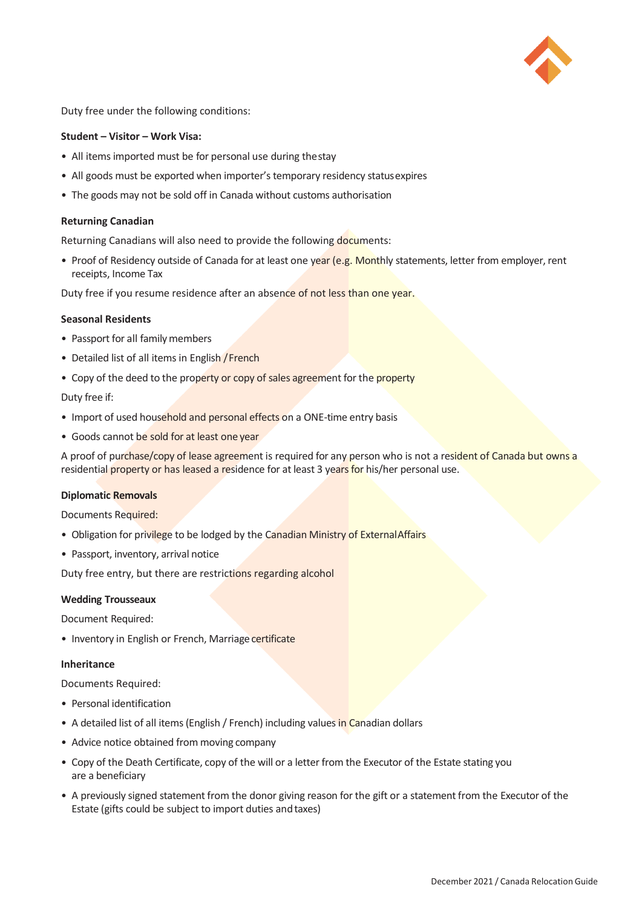Duty free under the following conditions:

**Student – Visitor – Work Visa:**

- All items imported must be for personal use during the stay
- All goods must be exported when importer's temporary residency status expires
- The goods may not be sold off in Canada without customs authorisation

**Returning Canadian**

Returning Canadians will also need to provide the following documents:

- Proof of Residency outside of Canada for at least one year (e.g. Monthly statements, letter from employer, rent receipts, Income Tax

Duty free if you resume residence after an absence of not less than one year.

**Seasonal Residents**

- Passport for all family members
- Detailed list of all items in English / French
- Copy of the deed to the property or copy of sales agreement for the property

Duty free if:

- Import of used household and personal effects on a ONE-time entry basis
- Goods cannot be sold for at least one year

A proof of purchase/copy of lease agreement is required for any person who is not a resident of Canada but owns a residential property or has leased a residence for at least 3 years for his/her personal use.

**Diplomatic Removals**

Documents Required:

- Obligation for privilege to be lodged by the Canadian Ministry of External Affairs
- Passport, inventory, arrival notice

Duty free entry, but there are restrictions regarding alcohol

**Wedding Trousseaux**

Document Required:

- Inventory in English or French, Marriage certificate

**Inheritance**

Documents Required:

- Personal identification
- A detailed list of all items (English / French) including values in Canadian dollars
- Advice notice obtained from moving company
- Copy of the Death Certificate, copy of the will or a letter from the Executor of the Estate stating you are a beneficiary
- A previously signed statement from the donor giving reason for the gift or a statement from the Executor of the Estate (gifts could be subject to import duties and taxes)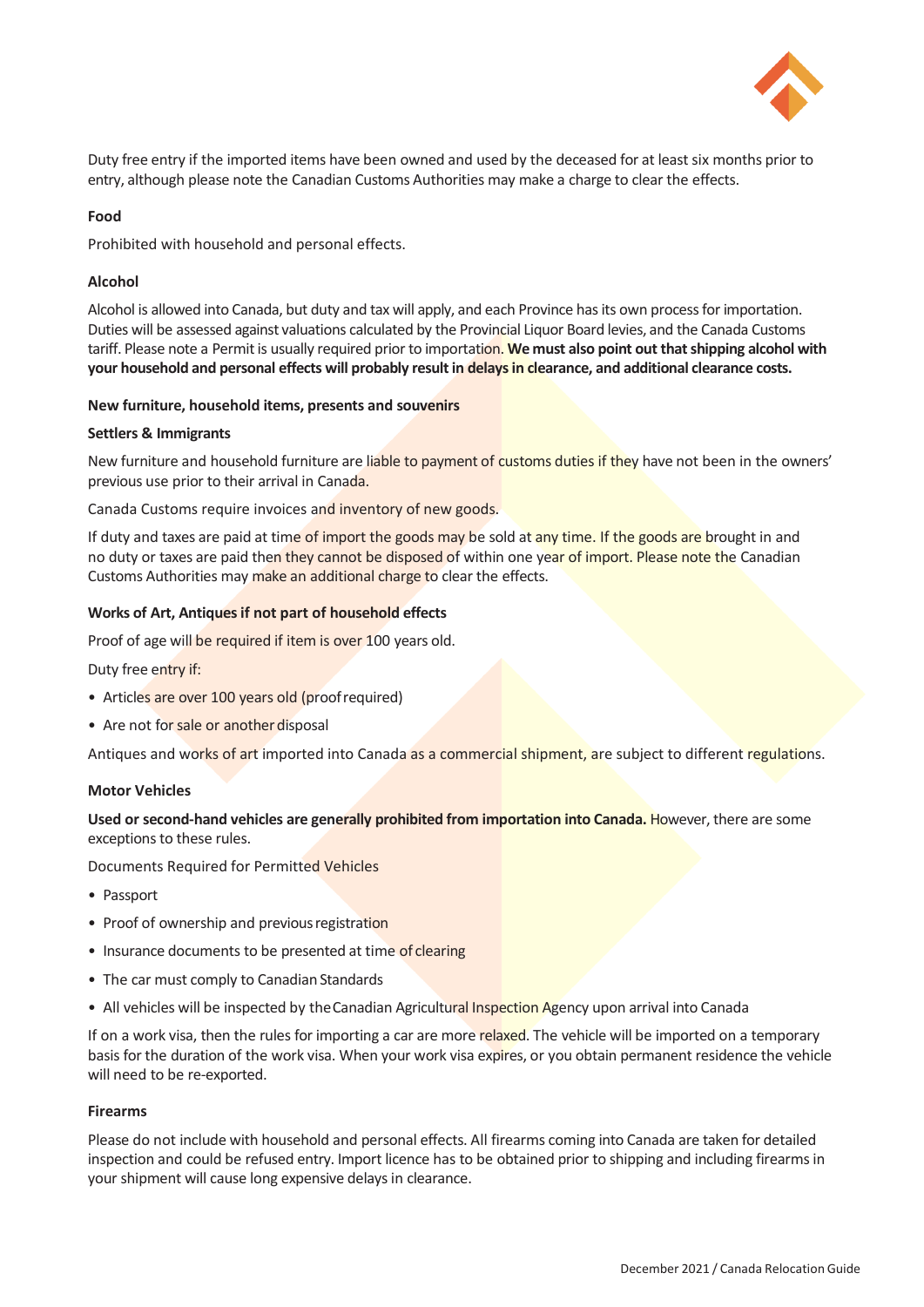Duty free entry if the imported items have been owned and used by the deceased for at least six months prior to entry, although please note the Canadian Customs Authorities may make a charge to clear the effects.

**Food**

Prohibited with household and personal effects.

**Alcohol**

Alcohol is allowed into Canada, but duty and tax will apply, and each Province has its own process for importation. Duties will be assessed against valuations calculated by the Provincial Liquor Board levies, and the Canada Customs tariff. Please note a Permit is usually required prior to importation. **We must also point out that shipping alcohol with your household and personal effects will probably result in delays in clearance, and additional clearance costs.**

**New furniture, household items, presents and souvenirs**

**Settlers & Immigrants**

New furniture and household furniture are liable to payment of customs duties if they have not been in the owners' previous use prior to their arrival in Canada.

Canada Customs require invoices and inventory of new goods.

If duty and taxes are paid at time of import the goods may be sold at any time. If the goods are brought in and no duty or taxes are paid then they cannot be disposed of within one year of import. Please note the Canadian Customs Authorities may make an additional charge to clear the effects.

**Works of Art, Antiques if not part of household effects**

Proof of age will be required if item is over 100 years old.

Duty free entry if:

- Articles are over 100 years old (proof required)
- Are not for sale or another disposal

Antiques and works of art imported into Canada as a commercial shipment, are subject to different regulations.

**Motor Vehicles**

**Used or second-hand vehicles are generally prohibited from importation into Canada.** However, there are some exceptions to these rules.

Documents Required for Permitted Vehicles

- Passport
- Proof of ownership and previous registration
- Insurance documents to be presented at time of clearing
- The car must comply to Canadian Standards
- All vehicles will be inspected by the Canadian Agricultural Inspection Agency upon arrival into Canada

If on a work visa, then the rules for importing a car are more relaxed. The vehicle will be imported on a temporary basis for the duration of the work visa. When your work visa expires, or you obtain permanent residence the vehicle will need to be re-exported.

**Firearms**

Please do not include with household and personal effects. All firearms coming into Canada are taken for detailed inspection and could be refused entry. Import licence has to be obtained prior to shipping and including firearms in your shipment will cause long expensive delays in clearance.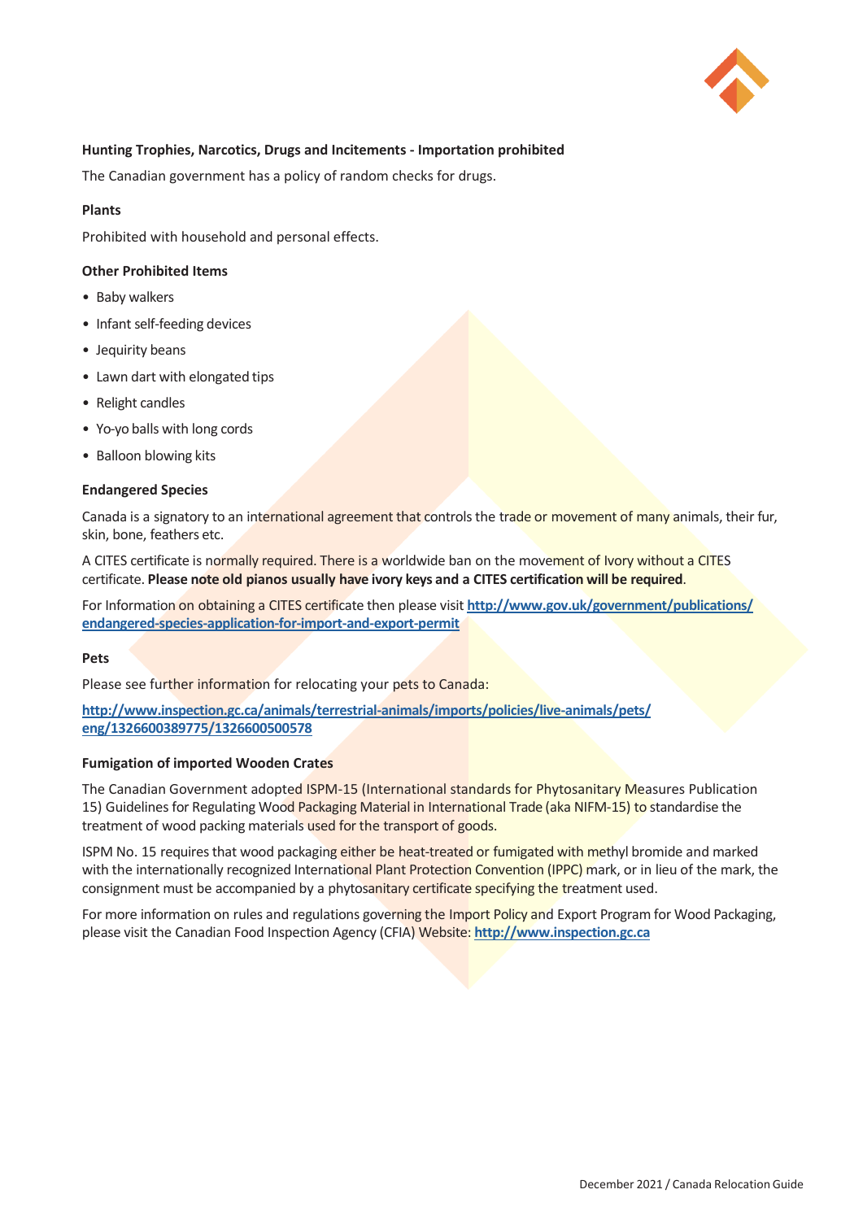**Hunting Trophies, Narcotics, Drugs and Incitements - Importation prohibited**

The Canadian government has a policy of random checks for drugs.

**Plants**

Prohibited with household and personal effects.

**Other Prohibited Items**

- Baby walkers
- Infant self-feeding devices
- Jequirity beans
- Lawn dart with elongated tips
- Relight candles
- Yo-yo balls with long cords
- Balloon blowing kits

**Endangered Species**

Canada is a signatory to an international agreement that controls the trade or movement of many animals, their fur, skin, bone, feathers etc.

A CITES certificate is normally required. There is a worldwide ban on the movement of Ivory without a CITES certificate. **Please note old pianos usually have ivory keys and a CITES certification will be required**.

For Information on obtaining a CITES certificate then please visit **http://www.gov.uk/government/publications/endangered-species-application-for-import-and-export-permit**

**Pets**

Please see further information for relocating your pets to Canada:

**http://www.inspection.gc.ca/animals/terrestrial-animals/imports/policies/live-animals/pets/eng/1326600389775/1326600500578**

**Fumigation of imported Wooden Crates**

The Canadian Government adopted ISPM-15 (International standards for Phytosanitary Measures Publication 15) Guidelines for Regulating Wood Packaging Material in International Trade (aka NIFM-15) to standardise the treatment of wood packing materials used for the transport of goods.

ISPM No. 15 requires that wood packaging either be heat-treated or fumigated with methyl bromide and marked with the internationally recognized International Plant Protection Convention (IPPC) mark, or in lieu of the mark, the consignment must be accompanied by a phytosanitary certificate specifying the treatment used.

For more information on rules and regulations governing the Import Policy and Export Program for Wood Packaging, please visit the Canadian Food Inspection Agency (CFIA) Website: **http://www.inspection.gc.ca**